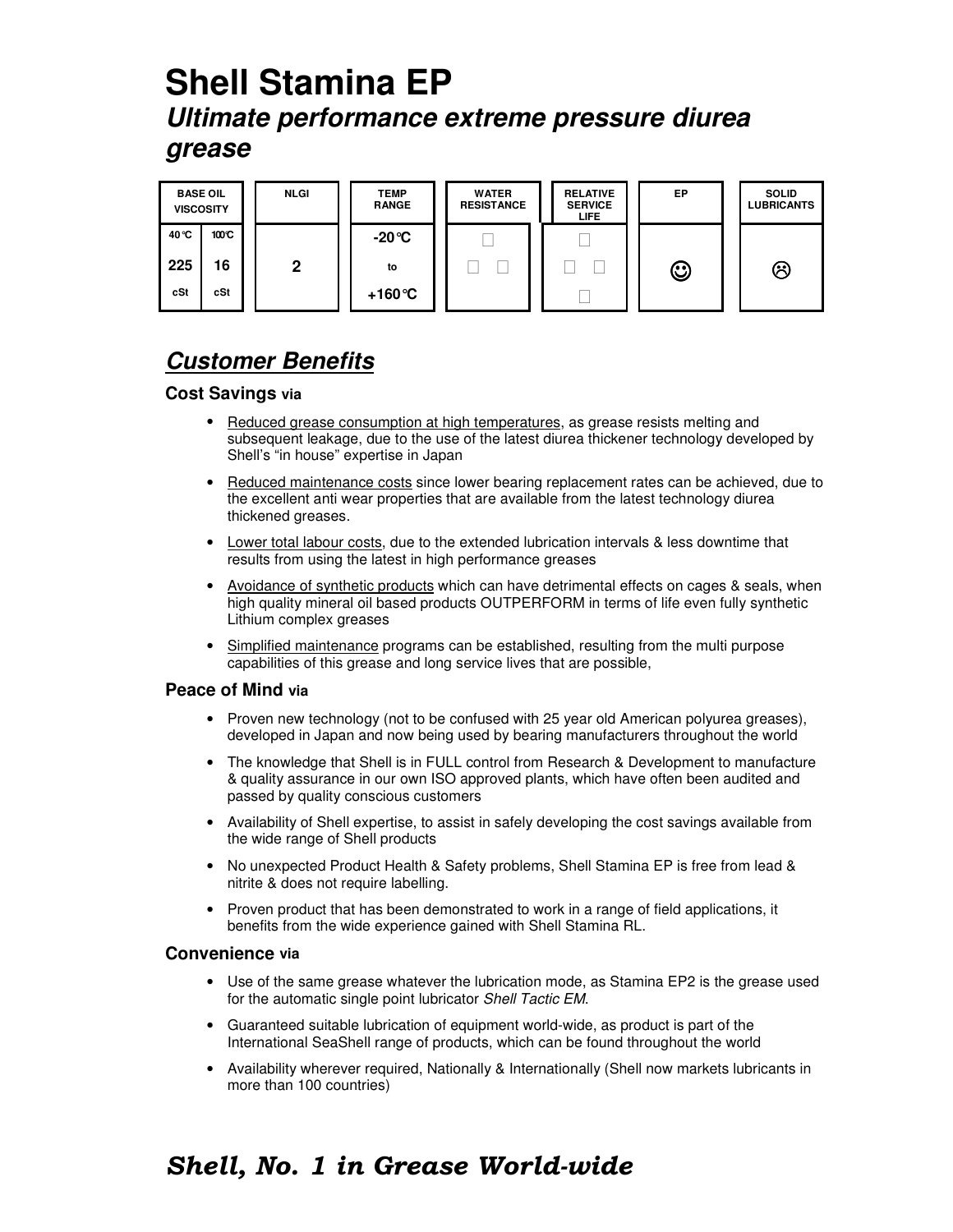# Shell Stamina EP

## *Ultimate performance extreme pressure diurea grease*

| BASE OIL VISCOSITY | | NLGI | TEMP RANGE | WATER RESISTANCE | RELATIVE SERVICE LIFE | EP | SOLID LUBRICANTS |
|---|---|---|---|---|---|---|---|
| 40°C | 100°C | | -20°C | □ | □ | | |
| 225 | 16 | 2 | to | □ □ | □ □ | ☺ | ☹ |
| cSt | cSt | | +160°C | | □ | | |

## ***Customer Benefits***

### Cost Savings via

- Reduced grease consumption at high temperatures, as grease resists melting and subsequent leakage, due to the use of the latest diurea thickener technology developed by Shell's "in house" expertise in Japan
- Reduced maintenance costs since lower bearing replacement rates can be achieved, due to the excellent anti wear properties that are available from the latest technology diurea thickened greases.
- Lower total labour costs, due to the extended lubrication intervals & less downtime that results from using the latest in high performance greases
- Avoidance of synthetic products which can have detrimental effects on cages & seals, when high quality mineral oil based products OUTPERFORM in terms of life even fully synthetic Lithium complex greases
- Simplified maintenance programs can be established, resulting from the multi purpose capabilities of this grease and long service lives that are possible,

### Peace of Mind via

- Proven new technology (not to be confused with 25 year old American polyurea greases), developed in Japan and now being used by bearing manufacturers throughout the world
- The knowledge that Shell is in FULL control from Research & Development to manufacture & quality assurance in our own ISO approved plants, which have often been audited and passed by quality conscious customers
- Availability of Shell expertise, to assist in safely developing the cost savings available from the wide range of Shell products
- No unexpected Product Health & Safety problems, Shell Stamina EP is free from lead & nitrite & does not require labelling.
- Proven product that has been demonstrated to work in a range of field applications, it benefits from the wide experience gained with Shell Stamina RL.

### Convenience via

- Use of the same grease whatever the lubrication mode, as Stamina EP2 is the grease used for the automatic single point lubricator *Shell Tactic EM*.
- Guaranteed suitable lubrication of equipment world-wide, as product is part of the International SeaShell range of products, which can be found throughout the world
- Availability wherever required, Nationally & Internationally (Shell now markets lubricants in more than 100 countries)

## *Shell, No. 1 in Grease World-wide*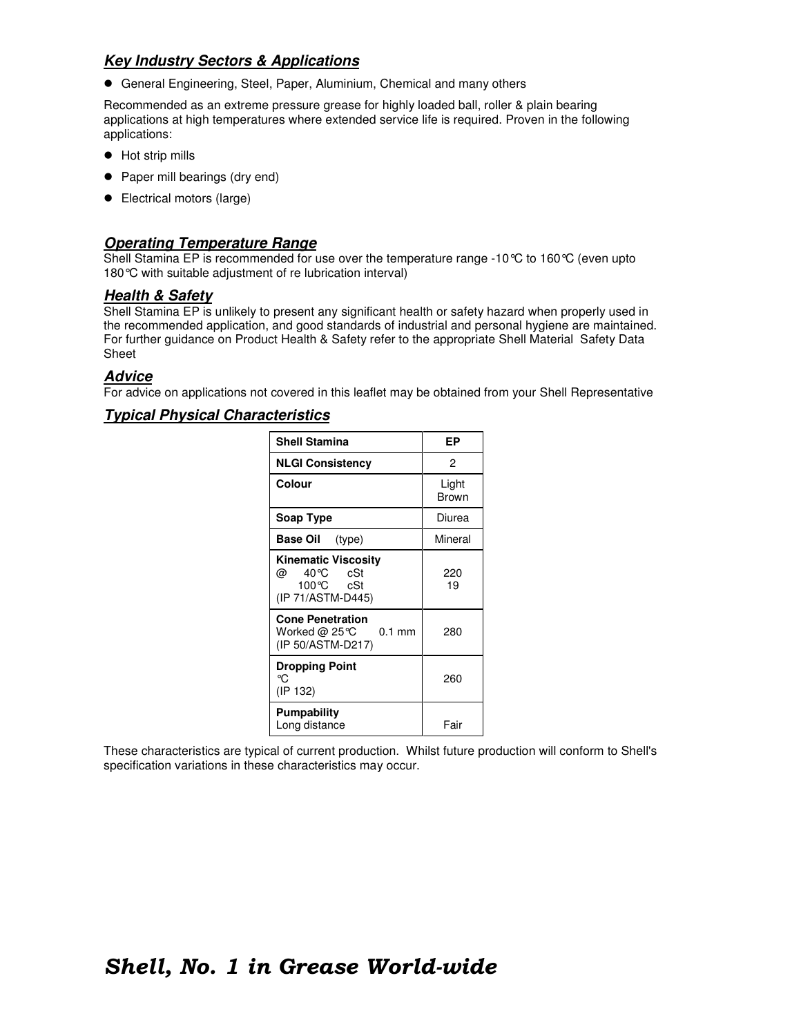## *Key Industry Sectors & Applications*

- General Engineering, Steel, Paper, Aluminium, Chemical and many others

Recommended as an extreme pressure grease for highly loaded ball, roller & plain bearing applications at high temperatures where extended service life is required. Proven in the following applications:

- Hot strip mills
- Paper mill bearings (dry end)
- Electrical motors (large)

## *Operating Temperature Range*

Shell Stamina EP is recommended for use over the temperature range -10°C to 160°C (even upto 180°C with suitable adjustment of re lubrication interval)

## *Health & Safety*

Shell Stamina EP is unlikely to present any significant health or safety hazard when properly used in the recommended application, and good standards of industrial and personal hygiene are maintained. For further guidance on Product Health & Safety refer to the appropriate Shell Material Safety Data Sheet

## *Advice*

For advice on applications not covered in this leaflet may be obtained from your Shell Representative

## *Typical Physical Characteristics*

| Shell Stamina | EP |
|---|---|
| **NLGI Consistency** | 2 |
| **Colour** | Light Brown |
| **Soap Type** | Diurea |
| **Base Oil** (type) | Mineral |
| **Kinematic Viscosity**<br>@ 40°C cSt<br>100°C cSt<br>(IP 71/ASTM-D445) | 220<br>19 |
| **Cone Penetration**<br>Worked @ 25°C 0.1 mm<br>(IP 50/ASTM-D217) | 280 |
| **Dropping Point**<br>°C<br>(IP 132) | 260 |
| **Pumpability**<br>Long distance | Fair |

These characteristics are typical of current production. Whilst future production will conform to Shell's specification variations in these characteristics may occur.

***Shell, No. 1 in Grease World-wide***